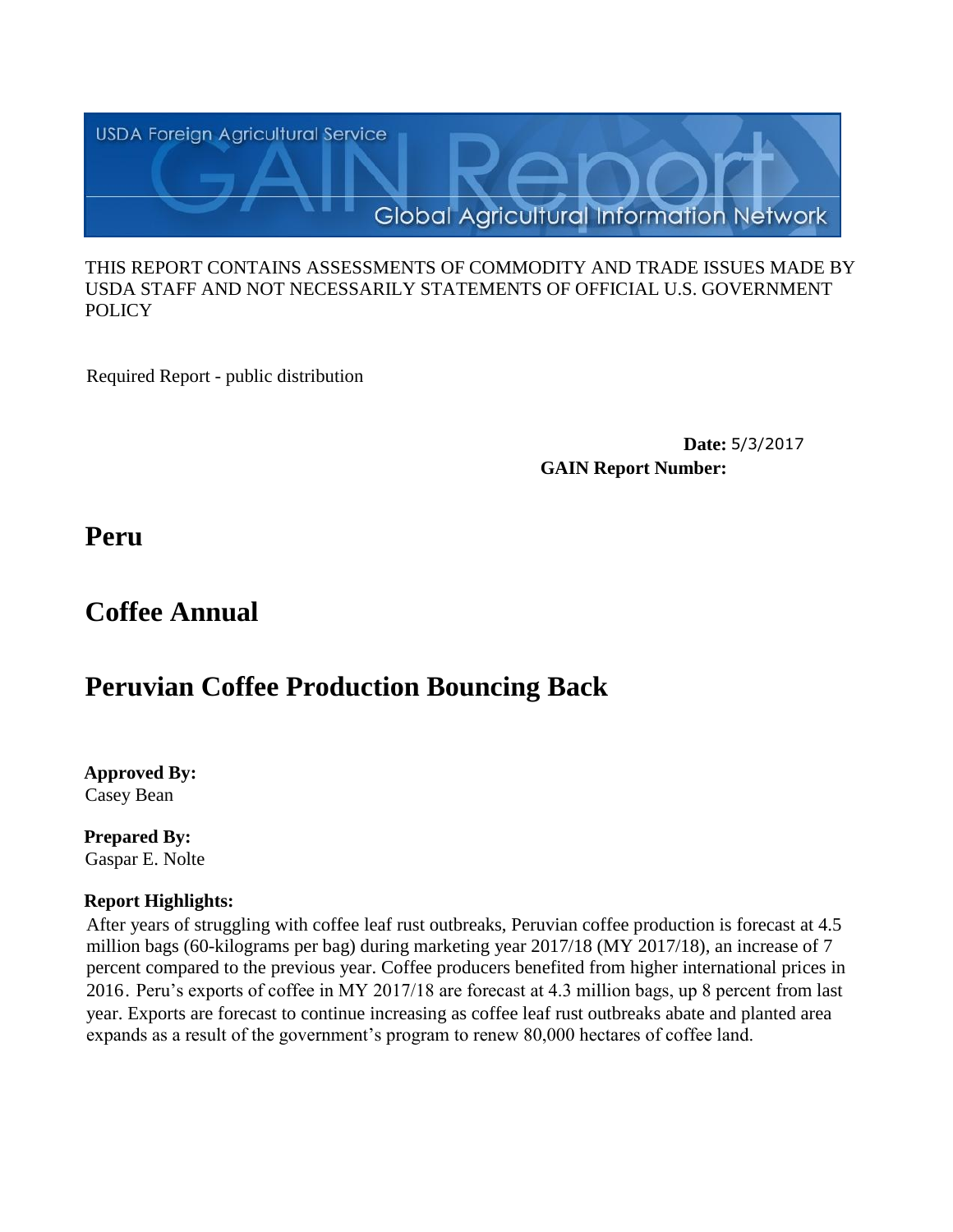USDA Foreign Agricultural Service

GAIN Report

Global Agricultural Information Network

THIS REPORT CONTAINS ASSESSMENTS OF COMMODITY AND TRADE ISSUES MADE BY USDA STAFF AND NOT NECESSARILY STATEMENTS OF OFFICIAL U.S. GOVERNMENT POLICY

Required Report - public distribution

**Date:** 5/3/2017

**GAIN Report Number:**

# Peru

# Coffee Annual

# Peruvian Coffee Production Bouncing Back

**Approved By:**
Casey Bean

**Prepared By:**
Gaspar E. Nolte

**Report Highlights:**

After years of struggling with coffee leaf rust outbreaks, Peruvian coffee production is forecast at 4.5 million bags (60-kilograms per bag) during marketing year 2017/18 (MY 2017/18), an increase of 7 percent compared to the previous year. Coffee producers benefited from higher international prices in 2016. Peru's exports of coffee in MY 2017/18 are forecast at 4.3 million bags, up 8 percent from last year. Exports are forecast to continue increasing as coffee leaf rust outbreaks abate and planted area expands as a result of the government's program to renew 80,000 hectares of coffee land.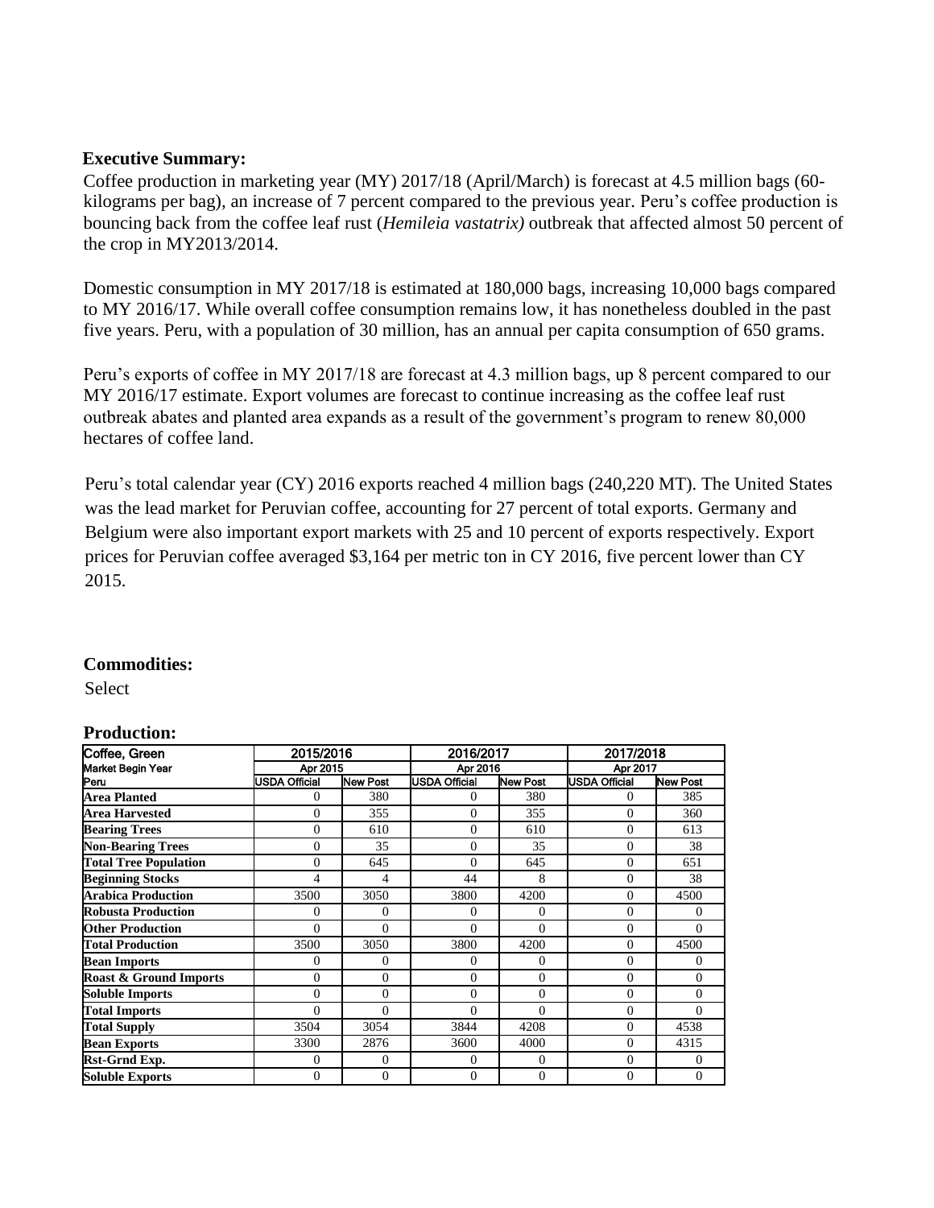**Executive Summary:**

Coffee production in marketing year (MY) 2017/18 (April/March) is forecast at 4.5 million bags (60-kilograms per bag), an increase of 7 percent compared to the previous year. Peru's coffee production is bouncing back from the coffee leaf rust (*Hemileia vastatrix)* outbreak that affected almost 50 percent of the crop in MY2013/2014.

Domestic consumption in MY 2017/18 is estimated at 180,000 bags, increasing 10,000 bags compared to MY 2016/17. While overall coffee consumption remains low, it has nonetheless doubled in the past five years. Peru, with a population of 30 million, has an annual per capita consumption of 650 grams.

Peru's exports of coffee in MY 2017/18 are forecast at 4.3 million bags, up 8 percent compared to our MY 2016/17 estimate. Export volumes are forecast to continue increasing as the coffee leaf rust outbreak abates and planted area expands as a result of the government's program to renew 80,000 hectares of coffee land.

Peru's total calendar year (CY) 2016 exports reached 4 million bags (240,220 MT). The United States was the lead market for Peruvian coffee, accounting for 27 percent of total exports. Germany and Belgium were also important export markets with 25 and 10 percent of exports respectively. Export prices for Peruvian coffee averaged $3,164 per metric ton in CY 2016, five percent lower than CY 2015.

**Commodities:**

Select

**Production:**

| Coffee, Green | 2015/2016 | | 2016/2017 | | 2017/2018 | |
|---|---|---|---|---|---|---|
| Market Begin Year | Apr 2015 | | Apr 2016 | | Apr 2017 | |
| Peru | USDA Official | New Post | USDA Official | New Post | USDA Official | New Post |
| **Area Planted** | 0 | 380 | 0 | 380 | 0 | 385 |
| **Area Harvested** | 0 | 355 | 0 | 355 | 0 | 360 |
| **Bearing Trees** | 0 | 610 | 0 | 610 | 0 | 613 |
| **Non-Bearing Trees** | 0 | 35 | 0 | 35 | 0 | 38 |
| **Total Tree Population** | 0 | 645 | 0 | 645 | 0 | 651 |
| **Beginning Stocks** | 4 | 4 | 44 | 8 | 0 | 38 |
| **Arabica Production** | 3500 | 3050 | 3800 | 4200 | 0 | 4500 |
| **Robusta Production** | 0 | 0 | 0 | 0 | 0 | 0 |
| **Other Production** | 0 | 0 | 0 | 0 | 0 | 0 |
| **Total Production** | 3500 | 3050 | 3800 | 4200 | 0 | 4500 |
| **Bean Imports** | 0 | 0 | 0 | 0 | 0 | 0 |
| **Roast & Ground Imports** | 0 | 0 | 0 | 0 | 0 | 0 |
| **Soluble Imports** | 0 | 0 | 0 | 0 | 0 | 0 |
| **Total Imports** | 0 | 0 | 0 | 0 | 0 | 0 |
| **Total Supply** | 3504 | 3054 | 3844 | 4208 | 0 | 4538 |
| **Bean Exports** | 3300 | 2876 | 3600 | 4000 | 0 | 4315 |
| **Rst-Grnd Exp.** | 0 | 0 | 0 | 0 | 0 | 0 |
| **Soluble Exports** | 0 | 0 | 0 | 0 | 0 | 0 |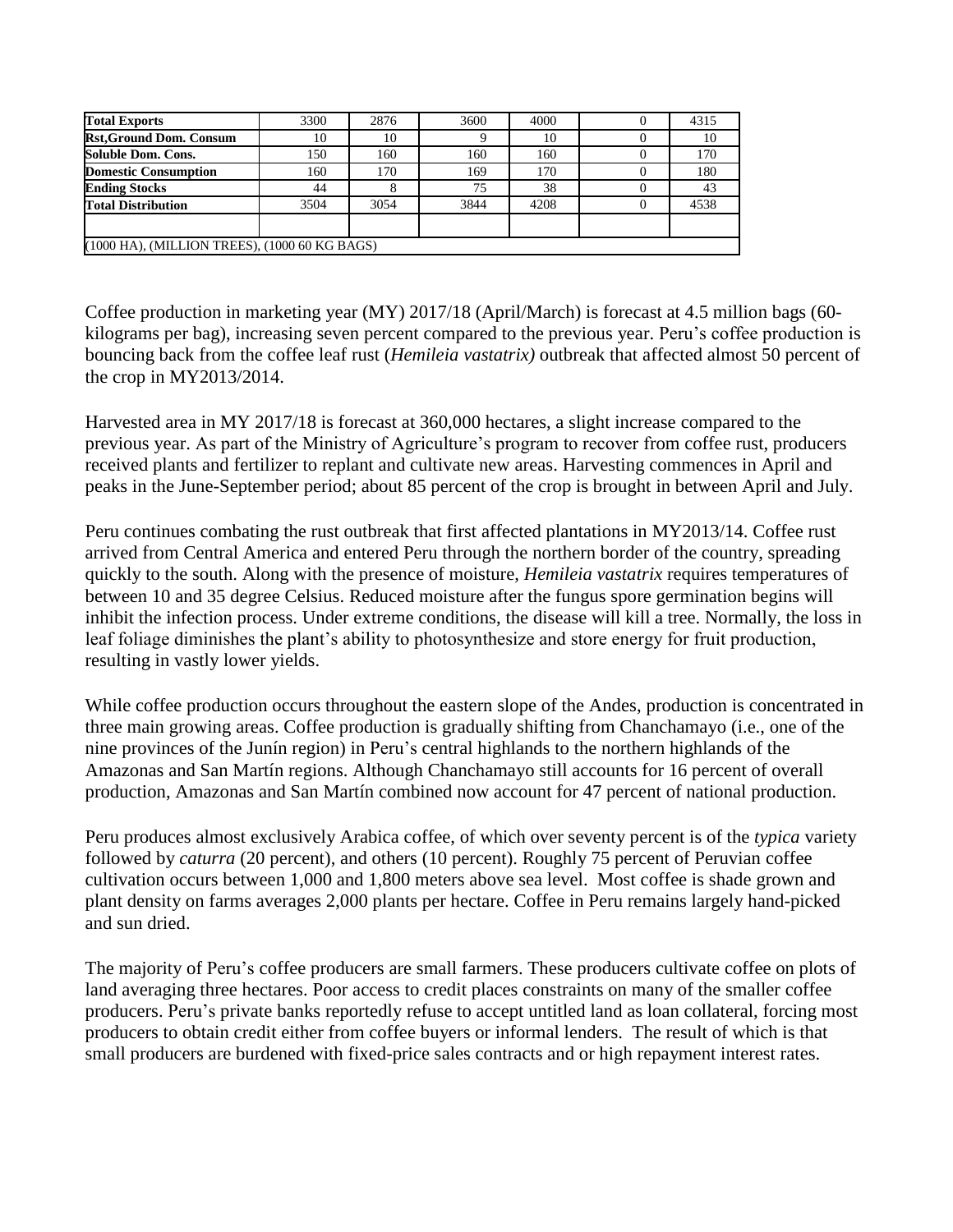| Total Exports | 3300 | 2876 | 3600 | 4000 | 0 | 4315 |
|---|---|---|---|---|---|---|
| Rst,Ground Dom. Consum | 10 | 10 | 9 | 10 | 0 | 10 |
| Soluble Dom. Cons. | 150 | 160 | 160 | 160 | 0 | 170 |
| Domestic Consumption | 160 | 170 | 169 | 170 | 0 | 180 |
| Ending Stocks | 44 | 8 | 75 | 38 | 0 | 43 |
| Total Distribution | 3504 | 3054 | 3844 | 4208 | 0 | 4538 |
| | | | | | | |
| (1000 HA), (MILLION TREES), (1000 60 KG BAGS) | | | | | | |

Coffee production in marketing year (MY) 2017/18 (April/March) is forecast at 4.5 million bags (60-kilograms per bag), increasing seven percent compared to the previous year. Peru's coffee production is bouncing back from the coffee leaf rust (*Hemileia vastatrix)* outbreak that affected almost 50 percent of the crop in MY2013/2014.

Harvested area in MY 2017/18 is forecast at 360,000 hectares, a slight increase compared to the previous year. As part of the Ministry of Agriculture's program to recover from coffee rust, producers received plants and fertilizer to replant and cultivate new areas. Harvesting commences in April and peaks in the June-September period; about 85 percent of the crop is brought in between April and July.

Peru continues combating the rust outbreak that first affected plantations in MY2013/14. Coffee rust arrived from Central America and entered Peru through the northern border of the country, spreading quickly to the south. Along with the presence of moisture, *Hemileia vastatrix* requires temperatures of between 10 and 35 degree Celsius. Reduced moisture after the fungus spore germination begins will inhibit the infection process. Under extreme conditions, the disease will kill a tree. Normally, the loss in leaf foliage diminishes the plant's ability to photosynthesize and store energy for fruit production, resulting in vastly lower yields.

While coffee production occurs throughout the eastern slope of the Andes, production is concentrated in three main growing areas. Coffee production is gradually shifting from Chanchamayo (i.e., one of the nine provinces of the Junín region) in Peru's central highlands to the northern highlands of the Amazonas and San Martín regions. Although Chanchamayo still accounts for 16 percent of overall production, Amazonas and San Martín combined now account for 47 percent of national production.

Peru produces almost exclusively Arabica coffee, of which over seventy percent is of the *typica* variety followed by *caturra* (20 percent), and others (10 percent). Roughly 75 percent of Peruvian coffee cultivation occurs between 1,000 and 1,800 meters above sea level. Most coffee is shade grown and plant density on farms averages 2,000 plants per hectare. Coffee in Peru remains largely hand-picked and sun dried.

The majority of Peru's coffee producers are small farmers. These producers cultivate coffee on plots of land averaging three hectares. Poor access to credit places constraints on many of the smaller coffee producers. Peru's private banks reportedly refuse to accept untitled land as loan collateral, forcing most producers to obtain credit either from coffee buyers or informal lenders. The result of which is that small producers are burdened with fixed-price sales contracts and or high repayment interest rates.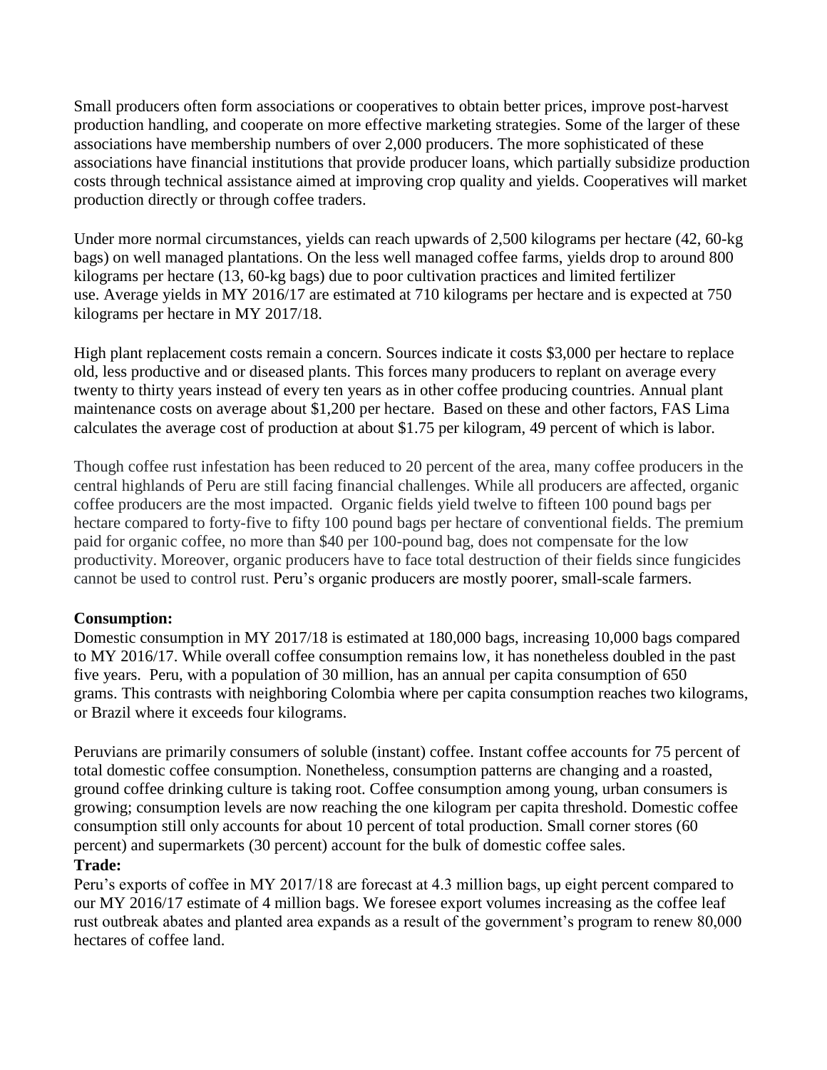Small producers often form associations or cooperatives to obtain better prices, improve post-harvest production handling, and cooperate on more effective marketing strategies. Some of the larger of these associations have membership numbers of over 2,000 producers. The more sophisticated of these associations have financial institutions that provide producer loans, which partially subsidize production costs through technical assistance aimed at improving crop quality and yields. Cooperatives will market production directly or through coffee traders.

Under more normal circumstances, yields can reach upwards of 2,500 kilograms per hectare (42, 60-kg bags) on well managed plantations. On the less well managed coffee farms, yields drop to around 800 kilograms per hectare (13, 60-kg bags) due to poor cultivation practices and limited fertilizer use. Average yields in MY 2016/17 are estimated at 710 kilograms per hectare and is expected at 750 kilograms per hectare in MY 2017/18.

High plant replacement costs remain a concern. Sources indicate it costs $3,000 per hectare to replace old, less productive and or diseased plants. This forces many producers to replant on average every twenty to thirty years instead of every ten years as in other coffee producing countries. Annual plant maintenance costs on average about $1,200 per hectare. Based on these and other factors, FAS Lima calculates the average cost of production at about $1.75 per kilogram, 49 percent of which is labor.

Though coffee rust infestation has been reduced to 20 percent of the area, many coffee producers in the central highlands of Peru are still facing financial challenges. While all producers are affected, organic coffee producers are the most impacted. Organic fields yield twelve to fifteen 100 pound bags per hectare compared to forty-five to fifty 100 pound bags per hectare of conventional fields. The premium paid for organic coffee, no more than $40 per 100-pound bag, does not compensate for the low productivity. Moreover, organic producers have to face total destruction of their fields since fungicides cannot be used to control rust. Peru's organic producers are mostly poorer, small-scale farmers.

**Consumption:**

Domestic consumption in MY 2017/18 is estimated at 180,000 bags, increasing 10,000 bags compared to MY 2016/17. While overall coffee consumption remains low, it has nonetheless doubled in the past five years. Peru, with a population of 30 million, has an annual per capita consumption of 650 grams. This contrasts with neighboring Colombia where per capita consumption reaches two kilograms, or Brazil where it exceeds four kilograms.

Peruvians are primarily consumers of soluble (instant) coffee. Instant coffee accounts for 75 percent of total domestic coffee consumption. Nonetheless, consumption patterns are changing and a roasted, ground coffee drinking culture is taking root. Coffee consumption among young, urban consumers is growing; consumption levels are now reaching the one kilogram per capita threshold. Domestic coffee consumption still only accounts for about 10 percent of total production. Small corner stores (60 percent) and supermarkets (30 percent) account for the bulk of domestic coffee sales.

**Trade:**

Peru's exports of coffee in MY 2017/18 are forecast at 4.3 million bags, up eight percent compared to our MY 2016/17 estimate of 4 million bags. We foresee export volumes increasing as the coffee leaf rust outbreak abates and planted area expands as a result of the government's program to renew 80,000 hectares of coffee land.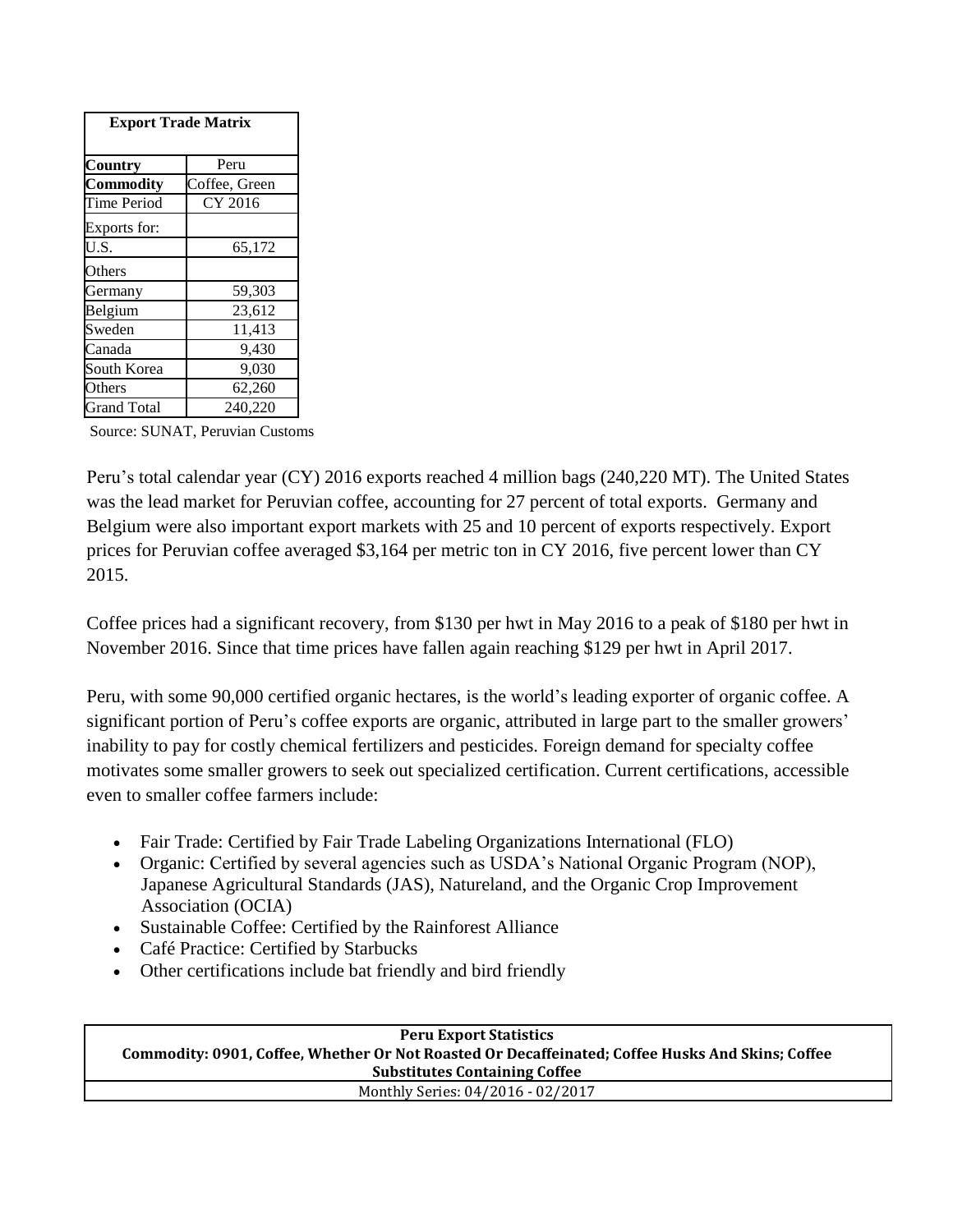| Export Trade Matrix | |
|---|---|
| **Country** | Peru |
| **Commodity** | Coffee, Green |
| Time Period | CY 2016 |
| Exports for: | |
| U.S. | 65,172 |
| Others | |
| Germany | 59,303 |
| Belgium | 23,612 |
| Sweden | 11,413 |
| Canada | 9,430 |
| South Korea | 9,030 |
| Others | 62,260 |
| Grand Total | 240,220 |

Source: SUNAT, Peruvian Customs

Peru's total calendar year (CY) 2016 exports reached 4 million bags (240,220 MT). The United States was the lead market for Peruvian coffee, accounting for 27 percent of total exports. Germany and Belgium were also important export markets with 25 and 10 percent of exports respectively. Export prices for Peruvian coffee averaged $3,164 per metric ton in CY 2016, five percent lower than CY 2015.

Coffee prices had a significant recovery, from $130 per hwt in May 2016 to a peak of $180 per hwt in November 2016. Since that time prices have fallen again reaching $129 per hwt in April 2017.

Peru, with some 90,000 certified organic hectares, is the world's leading exporter of organic coffee. A significant portion of Peru's coffee exports are organic, attributed in large part to the smaller growers' inability to pay for costly chemical fertilizers and pesticides. Foreign demand for specialty coffee motivates some smaller growers to seek out specialized certification. Current certifications, accessible even to smaller coffee farmers include:

- Fair Trade: Certified by Fair Trade Labeling Organizations International (FLO)
- Organic: Certified by several agencies such as USDA's National Organic Program (NOP), Japanese Agricultural Standards (JAS), Natureland, and the Organic Crop Improvement Association (OCIA)
- Sustainable Coffee: Certified by the Rainforest Alliance
- Café Practice: Certified by Starbucks
- Other certifications include bat friendly and bird friendly

| **Peru Export Statistics** **Commodity: 0901, Coffee, Whether Or Not Roasted Or Decaffeinated; Coffee Husks And Skins; Coffee Substitutes Containing Coffee** |
|---|
| Monthly Series: 04/2016 - 02/2017 |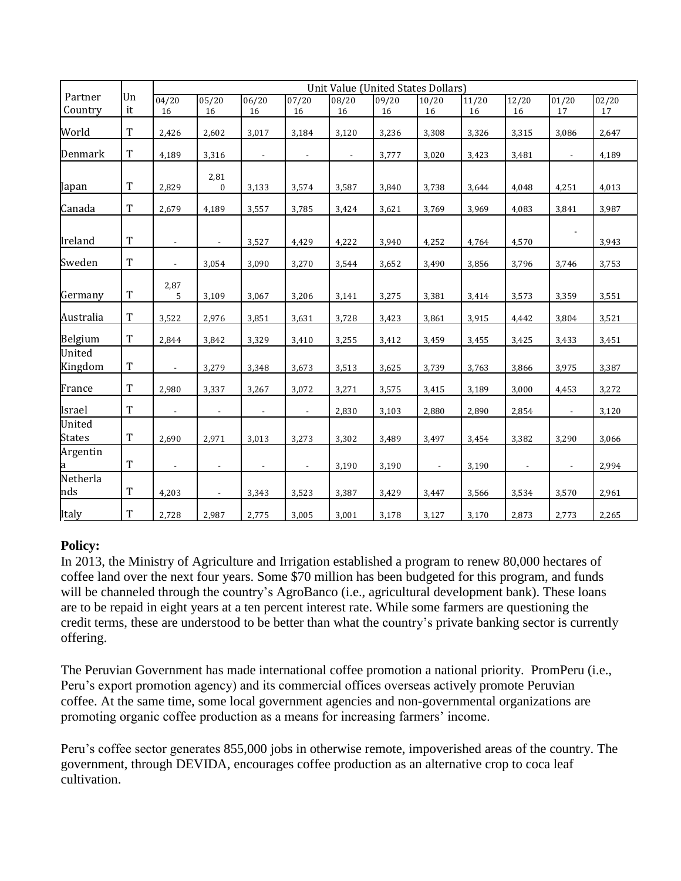| Partner Country | Unit | Unit Value (United States Dollars) | | | | | | | | | | |
|---|---|---|---|---|---|---|---|---|---|---|---|---|
| | | 04/2016 | 05/2016 | 06/2016 | 07/2016 | 08/2016 | 09/2016 | 10/2016 | 11/2016 | 12/2016 | 01/2017 | 02/2017 |
| World | T | 2,426 | 2,602 | 3,017 | 3,184 | 3,120 | 3,236 | 3,308 | 3,326 | 3,315 | 3,086 | 2,647 |
| Denmark | T | 4,189 | 3,316 | - | - | - | 3,777 | 3,020 | 3,423 | 3,481 | - | 4,189 |
| Japan | T | 2,829 | 2,810 | 3,133 | 3,574 | 3,587 | 3,840 | 3,738 | 3,644 | 4,048 | 4,251 | 4,013 |
| Canada | T | 2,679 | 4,189 | 3,557 | 3,785 | 3,424 | 3,621 | 3,769 | 3,969 | 4,083 | 3,841 | 3,987 |
| Ireland | T | - | - | 3,527 | 4,429 | 4,222 | 3,940 | 4,252 | 4,764 | 4,570 | - | 3,943 |
| Sweden | T | - | 3,054 | 3,090 | 3,270 | 3,544 | 3,652 | 3,490 | 3,856 | 3,796 | 3,746 | 3,753 |
| Germany | T | 2,875 | 3,109 | 3,067 | 3,206 | 3,141 | 3,275 | 3,381 | 3,414 | 3,573 | 3,359 | 3,551 |
| Australia | T | 3,522 | 2,976 | 3,851 | 3,631 | 3,728 | 3,423 | 3,861 | 3,915 | 4,442 | 3,804 | 3,521 |
| Belgium | T | 2,844 | 3,842 | 3,329 | 3,410 | 3,255 | 3,412 | 3,459 | 3,455 | 3,425 | 3,433 | 3,451 |
| United Kingdom | T | - | 3,279 | 3,348 | 3,673 | 3,513 | 3,625 | 3,739 | 3,763 | 3,866 | 3,975 | 3,387 |
| France | T | 2,980 | 3,337 | 3,267 | 3,072 | 3,271 | 3,575 | 3,415 | 3,189 | 3,000 | 4,453 | 3,272 |
| Israel | T | - | - | - | - | 2,830 | 3,103 | 2,880 | 2,890 | 2,854 | - | 3,120 |
| United States | T | 2,690 | 2,971 | 3,013 | 3,273 | 3,302 | 3,489 | 3,497 | 3,454 | 3,382 | 3,290 | 3,066 |
| Argentina | T | - | - | - | - | 3,190 | 3,190 | - | 3,190 | - | - | 2,994 |
| Netherlands | T | 4,203 | - | 3,343 | 3,523 | 3,387 | 3,429 | 3,447 | 3,566 | 3,534 | 3,570 | 2,961 |
| Italy | T | 2,728 | 2,987 | 2,775 | 3,005 | 3,001 | 3,178 | 3,127 | 3,170 | 2,873 | 2,773 | 2,265 |

**Policy:**

In 2013, the Ministry of Agriculture and Irrigation established a program to renew 80,000 hectares of coffee land over the next four years. Some $70 million has been budgeted for this program, and funds will be channeled through the country's AgroBanco (i.e., agricultural development bank). These loans are to be repaid in eight years at a ten percent interest rate. While some farmers are questioning the credit terms, these are understood to be better than what the country's private banking sector is currently offering.

The Peruvian Government has made international coffee promotion a national priority. PromPeru (i.e., Peru's export promotion agency) and its commercial offices overseas actively promote Peruvian coffee. At the same time, some local government agencies and non-governmental organizations are promoting organic coffee production as a means for increasing farmers' income.

Peru's coffee sector generates 855,000 jobs in otherwise remote, impoverished areas of the country. The government, through DEVIDA, encourages coffee production as an alternative crop to coca leaf cultivation.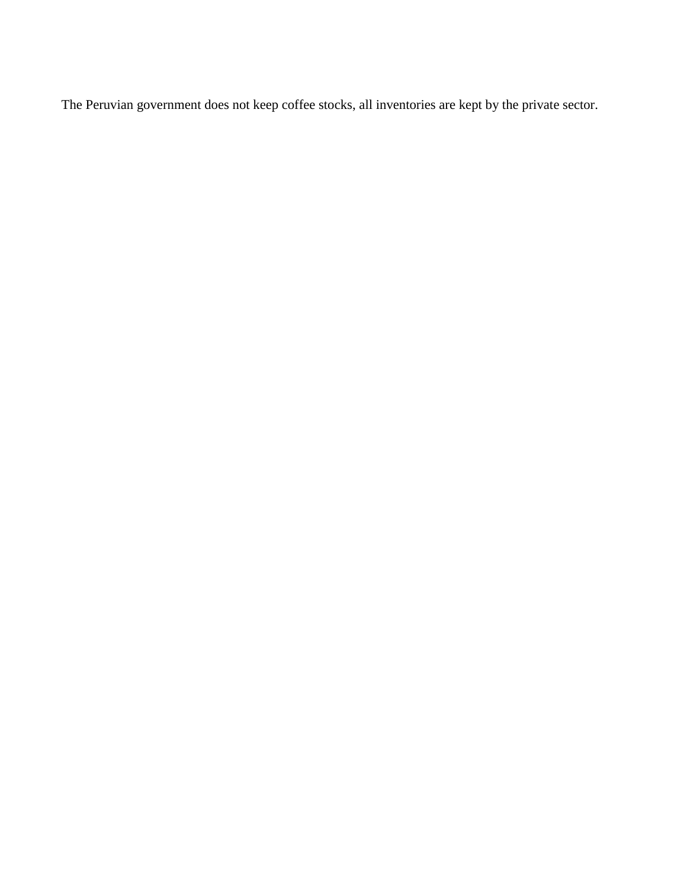The Peruvian government does not keep coffee stocks, all inventories are kept by the private sector.